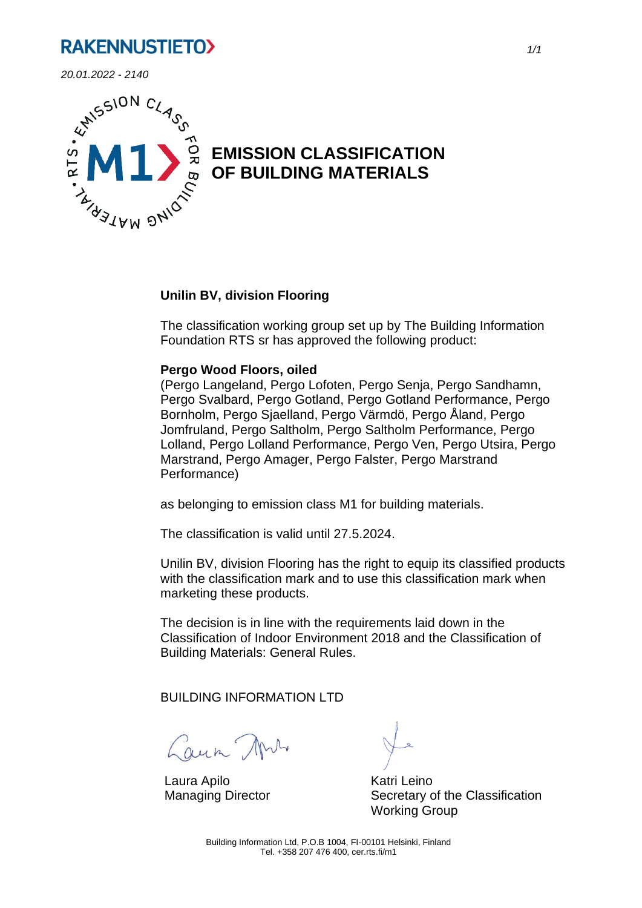RAKENNUSTIETO

*20.01.2022 - 2140*

# EMISSION CLASSIFICATION OF BUILDING MATERIALS

**Unilin BV, division Flooring**

The classification working group set up by The Building Information Foundation RTS sr has approved the following product:

**Pergo Wood Floors, oiled**
(Pergo Langeland, Pergo Lofoten, Pergo Senja, Pergo Sandhamn, Pergo Svalbard, Pergo Gotland, Pergo Gotland Performance, Pergo Bornholm, Pergo Sjaelland, Pergo Värmdö, Pergo Åland, Pergo Jomfruland, Pergo Saltholm, Pergo Saltholm Performance, Pergo Lolland, Pergo Lolland Performance, Pergo Ven, Pergo Utsira, Pergo Marstrand, Pergo Amager, Pergo Falster, Pergo Marstrand Performance)

as belonging to emission class M1 for building materials.

The classification is valid until 27.5.2024.

Unilin BV, division Flooring has the right to equip its classified products with the classification mark and to use this classification mark when marketing these products.

The decision is in line with the requirements laid down in the Classification of Indoor Environment 2018 and the Classification of Building Materials: General Rules.

BUILDING INFORMATION LTD

Laura Apilo
Managing Director

Katri Leino
Secretary of the Classification Working Group

Building Information Ltd, P.O.B 1004, FI-00101 Helsinki, Finland
Tel. +358 207 476 400, cer.rts.fi/m1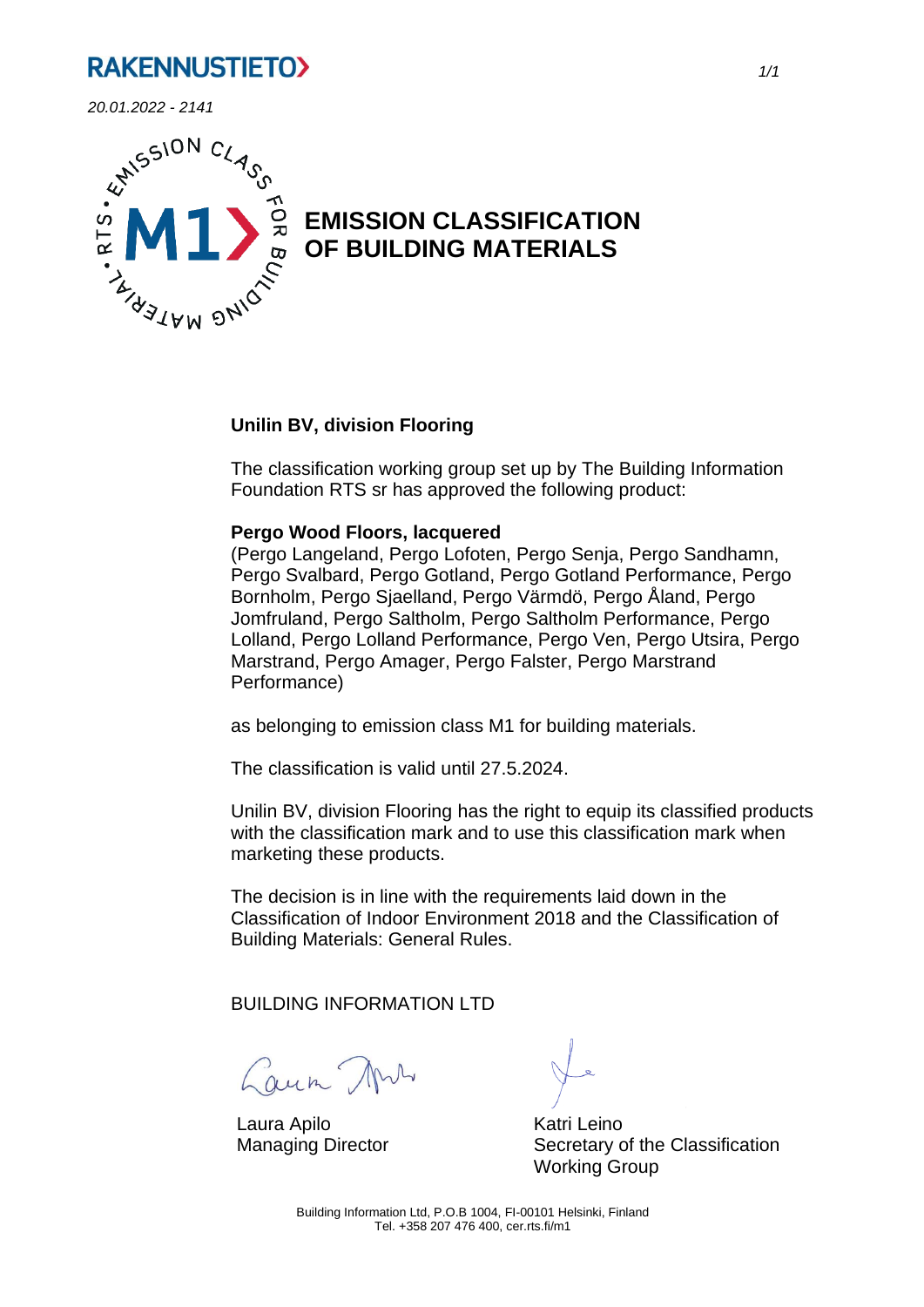RAKENNUSTIETO

*20.01.2022 - 2141*

# EMISSION CLASSIFICATION OF BUILDING MATERIALS

**Unilin BV, division Flooring**

The classification working group set up by The Building Information Foundation RTS sr has approved the following product:

**Pergo Wood Floors, lacquered**
(Pergo Langeland, Pergo Lofoten, Pergo Senja, Pergo Sandhamn, Pergo Svalbard, Pergo Gotland, Pergo Gotland Performance, Pergo Bornholm, Pergo Sjaelland, Pergo Värmdö, Pergo Åland, Pergo Jomfruland, Pergo Saltholm, Pergo Saltholm Performance, Pergo Lolland, Pergo Lolland Performance, Pergo Ven, Pergo Utsira, Pergo Marstrand, Pergo Amager, Pergo Falster, Pergo Marstrand Performance)

as belonging to emission class M1 for building materials.

The classification is valid until 27.5.2024.

Unilin BV, division Flooring has the right to equip its classified products with the classification mark and to use this classification mark when marketing these products.

The decision is in line with the requirements laid down in the Classification of Indoor Environment 2018 and the Classification of Building Materials: General Rules.

BUILDING INFORMATION LTD

Laura Apilo
Managing Director

Katri Leino
Secretary of the Classification Working Group

Building Information Ltd, P.O.B 1004, FI-00101 Helsinki, Finland
Tel. +358 207 476 400, cer.rts.fi/m1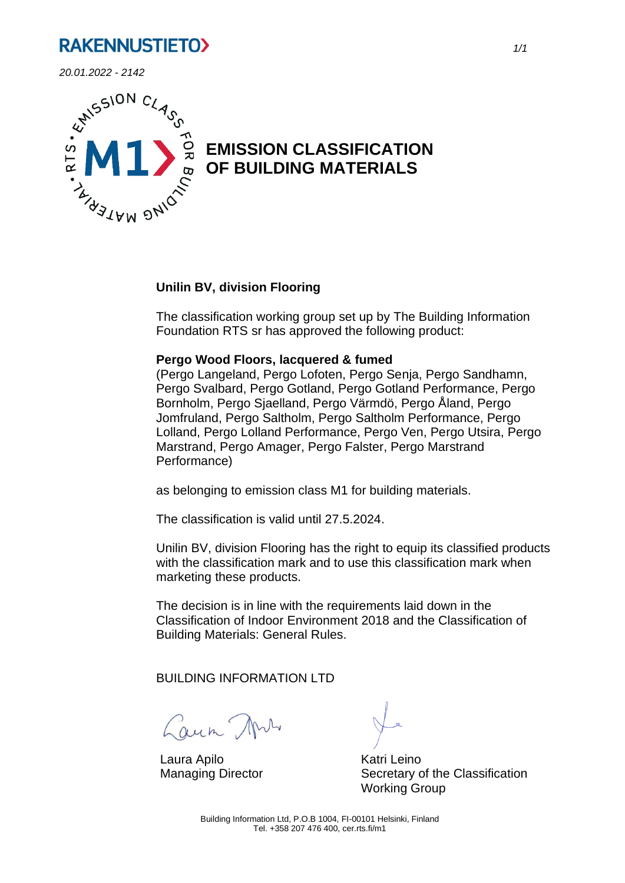RAKENNUSTIETO

*20.01.2022 - 2142*

# EMISSION CLASSIFICATION OF BUILDING MATERIALS

**Unilin BV, division Flooring**

The classification working group set up by The Building Information Foundation RTS sr has approved the following product:

**Pergo Wood Floors, lacquered & fumed**
(Pergo Langeland, Pergo Lofoten, Pergo Senja, Pergo Sandhamn, Pergo Svalbard, Pergo Gotland, Pergo Gotland Performance, Pergo Bornholm, Pergo Sjaelland, Pergo Värmdö, Pergo Åland, Pergo Jomfruland, Pergo Saltholm, Pergo Saltholm Performance, Pergo Lolland, Pergo Lolland Performance, Pergo Ven, Pergo Utsira, Pergo Marstrand, Pergo Amager, Pergo Falster, Pergo Marstrand Performance)

as belonging to emission class M1 for building materials.

The classification is valid until 27.5.2024.

Unilin BV, division Flooring has the right to equip its classified products with the classification mark and to use this classification mark when marketing these products.

The decision is in line with the requirements laid down in the Classification of Indoor Environment 2018 and the Classification of Building Materials: General Rules.

BUILDING INFORMATION LTD

Laura Apilo
Managing Director

Katri Leino
Secretary of the Classification Working Group

Building Information Ltd, P.O.B 1004, FI-00101 Helsinki, Finland
Tel. +358 207 476 400, cer.rts.fi/m1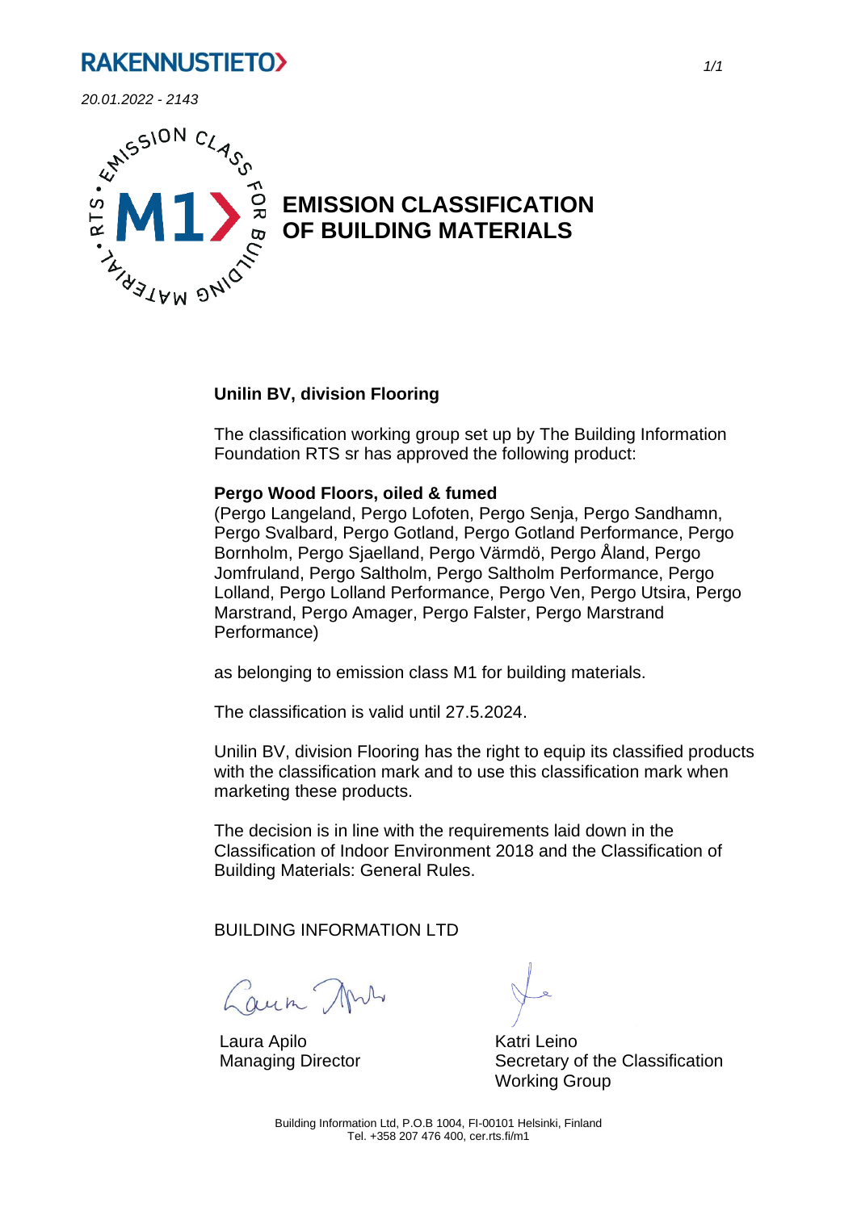RAKENNUSTIETO

*20.01.2022 - 2143*

# EMISSION CLASSIFICATION OF BUILDING MATERIALS

**Unilin BV, division Flooring**

The classification working group set up by The Building Information Foundation RTS sr has approved the following product:

**Pergo Wood Floors, oiled & fumed**
(Pergo Langeland, Pergo Lofoten, Pergo Senja, Pergo Sandhamn, Pergo Svalbard, Pergo Gotland, Pergo Gotland Performance, Pergo Bornholm, Pergo Sjaelland, Pergo Värmdö, Pergo Åland, Pergo Jomfruland, Pergo Saltholm, Pergo Saltholm Performance, Pergo Lolland, Pergo Lolland Performance, Pergo Ven, Pergo Utsira, Pergo Marstrand, Pergo Amager, Pergo Falster, Pergo Marstrand Performance)

as belonging to emission class M1 for building materials.

The classification is valid until 27.5.2024.

Unilin BV, division Flooring has the right to equip its classified products with the classification mark and to use this classification mark when marketing these products.

The decision is in line with the requirements laid down in the Classification of Indoor Environment 2018 and the Classification of Building Materials: General Rules.

BUILDING INFORMATION LTD

Laura Apilo
Managing Director

Katri Leino
Secretary of the Classification Working Group

Building Information Ltd, P.O.B 1004, FI-00101 Helsinki, Finland
Tel. +358 207 476 400, cer.rts.fi/m1